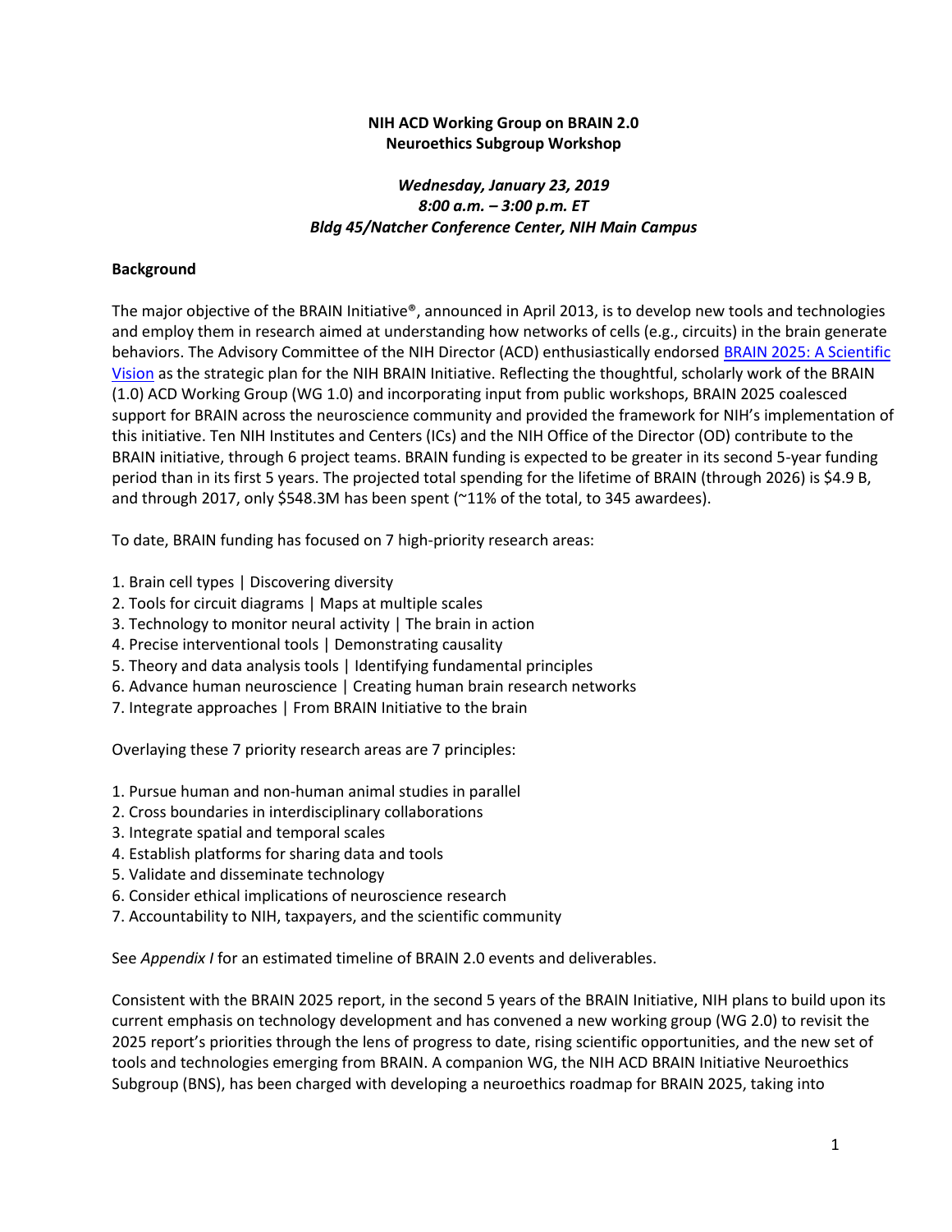**NIH ACD Working Group on BRAIN 2.0**
**Neuroethics Subgroup Workshop**

***Wednesday, January 23, 2019***
***8:00 a.m. – 3:00 p.m. ET***
***Bldg 45/Natcher Conference Center, NIH Main Campus***

**Background**

The major objective of the BRAIN Initiative®, announced in April 2013, is to develop new tools and technologies and employ them in research aimed at understanding how networks of cells (e.g., circuits) in the brain generate behaviors. The Advisory Committee of the NIH Director (ACD) enthusiastically endorsed [BRAIN 2025: A Scientific Vision]() as the strategic plan for the NIH BRAIN Initiative. Reflecting the thoughtful, scholarly work of the BRAIN (1.0) ACD Working Group (WG 1.0) and incorporating input from public workshops, BRAIN 2025 coalesced support for BRAIN across the neuroscience community and provided the framework for NIH's implementation of this initiative. Ten NIH Institutes and Centers (ICs) and the NIH Office of the Director (OD) contribute to the BRAIN initiative, through 6 project teams. BRAIN funding is expected to be greater in its second 5-year funding period than in its first 5 years. The projected total spending for the lifetime of BRAIN (through 2026) is $4.9 B, and through 2017, only $548.3M has been spent (~11% of the total, to 345 awardees).

To date, BRAIN funding has focused on 7 high-priority research areas:

1. Brain cell types | Discovering diversity
2. Tools for circuit diagrams | Maps at multiple scales
3. Technology to monitor neural activity | The brain in action
4. Precise interventional tools | Demonstrating causality
5. Theory and data analysis tools | Identifying fundamental principles
6. Advance human neuroscience | Creating human brain research networks
7. Integrate approaches | From BRAIN Initiative to the brain

Overlaying these 7 priority research areas are 7 principles:

1. Pursue human and non-human animal studies in parallel
2. Cross boundaries in interdisciplinary collaborations
3. Integrate spatial and temporal scales
4. Establish platforms for sharing data and tools
5. Validate and disseminate technology
6. Consider ethical implications of neuroscience research
7. Accountability to NIH, taxpayers, and the scientific community

See *Appendix I* for an estimated timeline of BRAIN 2.0 events and deliverables.

Consistent with the BRAIN 2025 report, in the second 5 years of the BRAIN Initiative, NIH plans to build upon its current emphasis on technology development and has convened a new working group (WG 2.0) to revisit the 2025 report's priorities through the lens of progress to date, rising scientific opportunities, and the new set of tools and technologies emerging from BRAIN. A companion WG, the NIH ACD BRAIN Initiative Neuroethics Subgroup (BNS), has been charged with developing a neuroethics roadmap for BRAIN 2025, taking into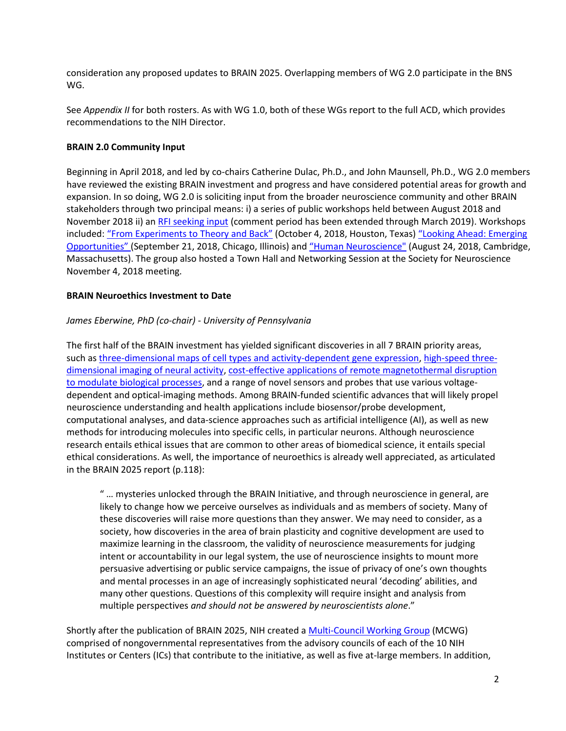consideration any proposed updates to BRAIN 2025. Overlapping members of WG 2.0 participate in the BNS WG.

See *Appendix II* for both rosters. As with WG 1.0, both of these WGs report to the full ACD, which provides recommendations to the NIH Director.

**BRAIN 2.0 Community Input**

Beginning in April 2018, and led by co-chairs Catherine Dulac, Ph.D., and John Maunsell, Ph.D., WG 2.0 members have reviewed the existing BRAIN investment and progress and have considered potential areas for growth and expansion. In so doing, WG 2.0 is soliciting input from the broader neuroscience community and other BRAIN stakeholders through two principal means: i) a series of public workshops held between August 2018 and November 2018 ii) an RFI seeking input (comment period has been extended through March 2019). Workshops included: "From Experiments to Theory and Back" (October 4, 2018, Houston, Texas) "Looking Ahead: Emerging Opportunities" (September 21, 2018, Chicago, Illinois) and "Human Neuroscience" (August 24, 2018, Cambridge, Massachusetts). The group also hosted a Town Hall and Networking Session at the Society for Neuroscience November 4, 2018 meeting.

**BRAIN Neuroethics Investment to Date**

*James Eberwine, PhD (co-chair) - University of Pennsylvania*

The first half of the BRAIN investment has yielded significant discoveries in all 7 BRAIN priority areas, such as three-dimensional maps of cell types and activity-dependent gene expression, high-speed three-dimensional imaging of neural activity, cost-effective applications of remote magnetothermal disruption to modulate biological processes, and a range of novel sensors and probes that use various voltage-dependent and optical-imaging methods. Among BRAIN-funded scientific advances that will likely propel neuroscience understanding and health applications include biosensor/probe development, computational analyses, and data-science approaches such as artificial intelligence (AI), as well as new methods for introducing molecules into specific cells, in particular neurons. Although neuroscience research entails ethical issues that are common to other areas of biomedical science, it entails special ethical considerations. As well, the importance of neuroethics is already well appreciated, as articulated in the BRAIN 2025 report (p.118):

> " … mysteries unlocked through the BRAIN Initiative, and through neuroscience in general, are likely to change how we perceive ourselves as individuals and as members of society. Many of these discoveries will raise more questions than they answer. We may need to consider, as a society, how discoveries in the area of brain plasticity and cognitive development are used to maximize learning in the classroom, the validity of neuroscience measurements for judging intent or accountability in our legal system, the use of neuroscience insights to mount more persuasive advertising or public service campaigns, the issue of privacy of one's own thoughts and mental processes in an age of increasingly sophisticated neural 'decoding' abilities, and many other questions. Questions of this complexity will require insight and analysis from multiple perspectives *and should not be answered by neuroscientists alone*."

Shortly after the publication of BRAIN 2025, NIH created a Multi-Council Working Group (MCWG) comprised of nongovernmental representatives from the advisory councils of each of the 10 NIH Institutes or Centers (ICs) that contribute to the initiative, as well as five at-large members. In addition,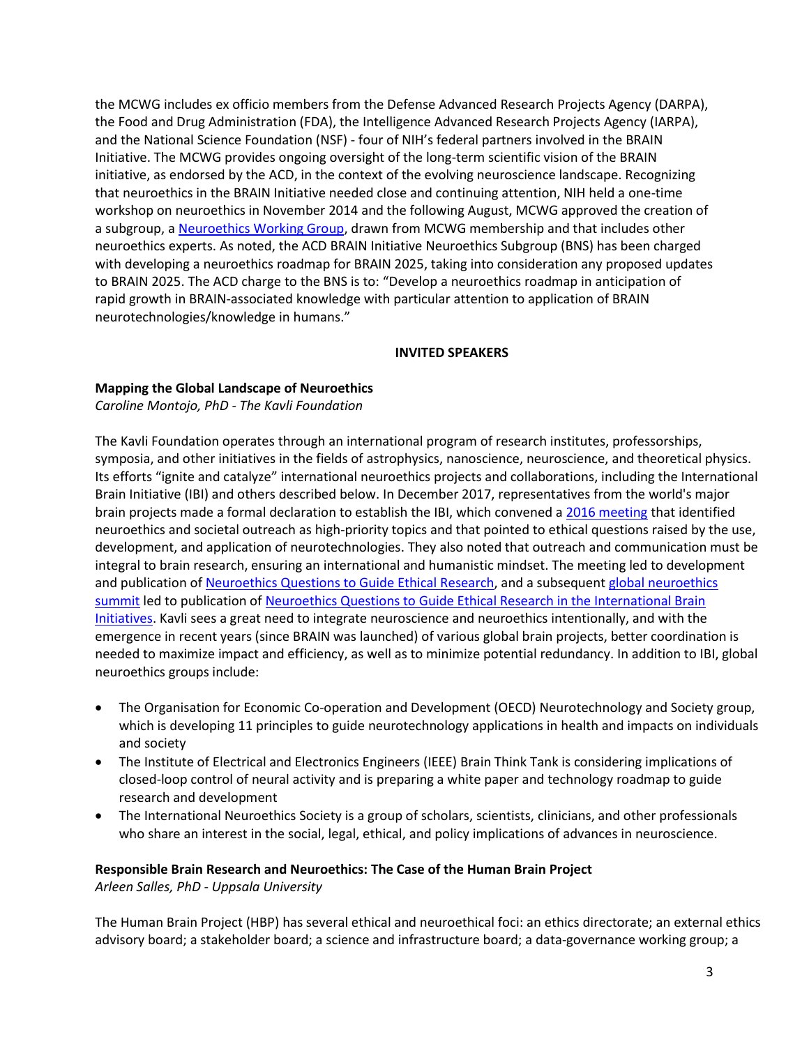the MCWG includes ex officio members from the Defense Advanced Research Projects Agency (DARPA), the Food and Drug Administration (FDA), the Intelligence Advanced Research Projects Agency (IARPA), and the National Science Foundation (NSF) - four of NIH's federal partners involved in the BRAIN Initiative. The MCWG provides ongoing oversight of the long-term scientific vision of the BRAIN initiative, as endorsed by the ACD, in the context of the evolving neuroscience landscape. Recognizing that neuroethics in the BRAIN Initiative needed close and continuing attention, NIH held a one-time workshop on neuroethics in November 2014 and the following August, MCWG approved the creation of a subgroup, a Neuroethics Working Group, drawn from MCWG membership and that includes other neuroethics experts. As noted, the ACD BRAIN Initiative Neuroethics Subgroup (BNS) has been charged with developing a neuroethics roadmap for BRAIN 2025, taking into consideration any proposed updates to BRAIN 2025. The ACD charge to the BNS is to: "Develop a neuroethics roadmap in anticipation of rapid growth in BRAIN-associated knowledge with particular attention to application of BRAIN neurotechnologies/knowledge in humans."

## INVITED SPEAKERS

### Mapping the Global Landscape of Neuroethics

*Caroline Montojo, PhD - The Kavli Foundation*

The Kavli Foundation operates through an international program of research institutes, professorships, symposia, and other initiatives in the fields of astrophysics, nanoscience, neuroscience, and theoretical physics. Its efforts "ignite and catalyze" international neuroethics projects and collaborations, including the International Brain Initiative (IBI) and others described below. In December 2017, representatives from the world's major brain projects made a formal declaration to establish the IBI, which convened a 2016 meeting that identified neuroethics and societal outreach as high-priority topics and that pointed to ethical questions raised by the use, development, and application of neurotechnologies. They also noted that outreach and communication must be integral to brain research, ensuring an international and humanistic mindset. The meeting led to development and publication of Neuroethics Questions to Guide Ethical Research, and a subsequent global neuroethics summit led to publication of Neuroethics Questions to Guide Ethical Research in the International Brain Initiatives. Kavli sees a great need to integrate neuroscience and neuroethics intentionally, and with the emergence in recent years (since BRAIN was launched) of various global brain projects, better coordination is needed to maximize impact and efficiency, as well as to minimize potential redundancy. In addition to IBI, global neuroethics groups include:

- The Organisation for Economic Co-operation and Development (OECD) Neurotechnology and Society group, which is developing 11 principles to guide neurotechnology applications in health and impacts on individuals and society
- The Institute of Electrical and Electronics Engineers (IEEE) Brain Think Tank is considering implications of closed-loop control of neural activity and is preparing a white paper and technology roadmap to guide research and development
- The International Neuroethics Society is a group of scholars, scientists, clinicians, and other professionals who share an interest in the social, legal, ethical, and policy implications of advances in neuroscience.

### Responsible Brain Research and Neuroethics: The Case of the Human Brain Project

*Arleen Salles, PhD - Uppsala University*

The Human Brain Project (HBP) has several ethical and neuroethical foci: an ethics directorate; an external ethics advisory board; a stakeholder board; a science and infrastructure board; a data-governance working group; a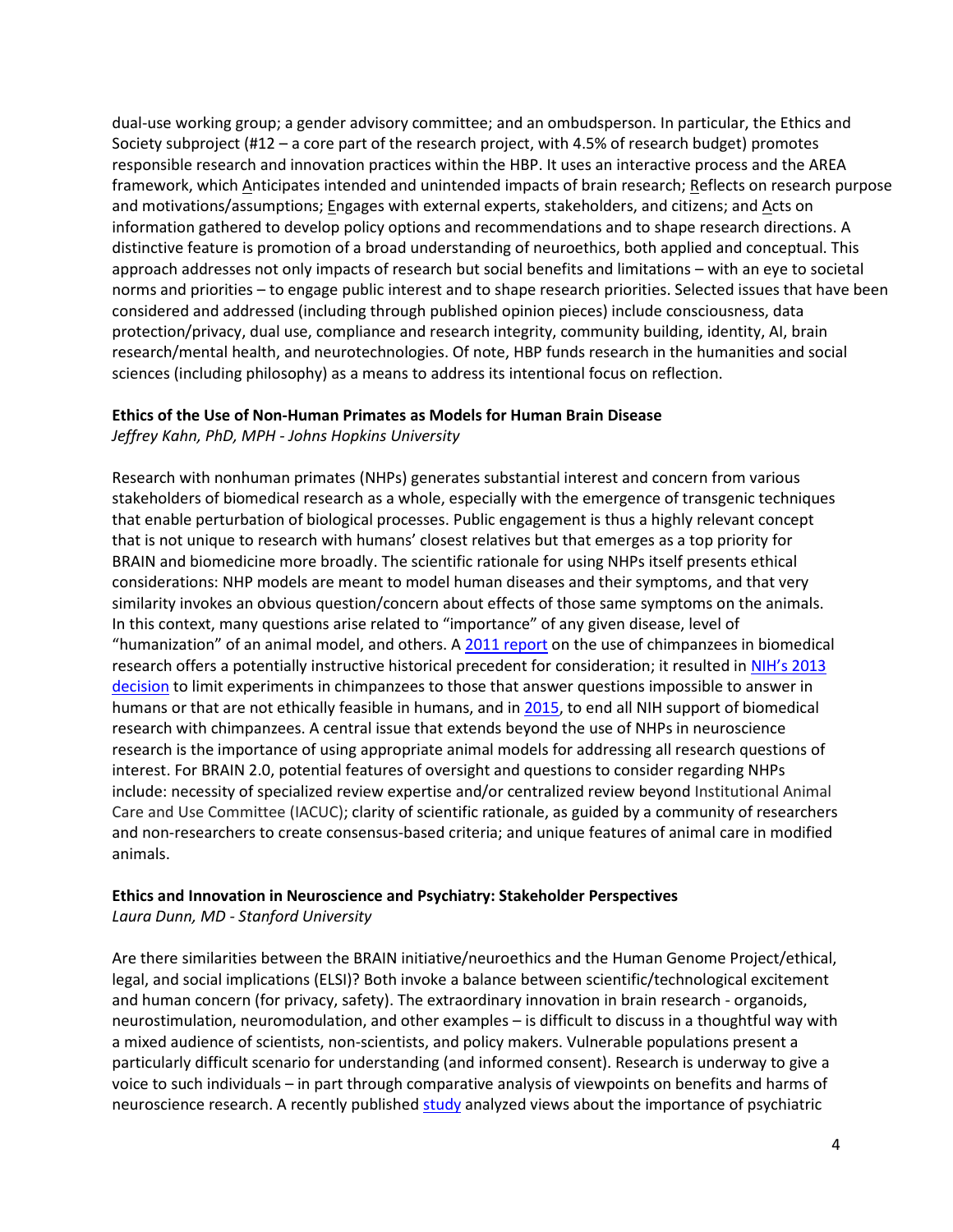dual-use working group; a gender advisory committee; and an ombudsperson. In particular, the Ethics and Society subproject (#12 – a core part of the research project, with 4.5% of research budget) promotes responsible research and innovation practices within the HBP. It uses an interactive process and the AREA framework, which Anticipates intended and unintended impacts of brain research; Reflects on research purpose and motivations/assumptions; Engages with external experts, stakeholders, and citizens; and Acts on information gathered to develop policy options and recommendations and to shape research directions. A distinctive feature is promotion of a broad understanding of neuroethics, both applied and conceptual. This approach addresses not only impacts of research but social benefits and limitations – with an eye to societal norms and priorities – to engage public interest and to shape research priorities. Selected issues that have been considered and addressed (including through published opinion pieces) include consciousness, data protection/privacy, dual use, compliance and research integrity, community building, identity, AI, brain research/mental health, and neurotechnologies. Of note, HBP funds research in the humanities and social sciences (including philosophy) as a means to address its intentional focus on reflection.

**Ethics of the Use of Non-Human Primates as Models for Human Brain Disease**

*Jeffrey Kahn, PhD, MPH - Johns Hopkins University*

Research with nonhuman primates (NHPs) generates substantial interest and concern from various stakeholders of biomedical research as a whole, especially with the emergence of transgenic techniques that enable perturbation of biological processes. Public engagement is thus a highly relevant concept that is not unique to research with humans' closest relatives but that emerges as a top priority for BRAIN and biomedicine more broadly. The scientific rationale for using NHPs itself presents ethical considerations: NHP models are meant to model human diseases and their symptoms, and that very similarity invokes an obvious question/concern about effects of those same symptoms on the animals. In this context, many questions arise related to "importance" of any given disease, level of "humanization" of an animal model, and others. A 2011 report on the use of chimpanzees in biomedical research offers a potentially instructive historical precedent for consideration; it resulted in NIH's 2013 decision to limit experiments in chimpanzees to those that answer questions impossible to answer in humans or that are not ethically feasible in humans, and in 2015, to end all NIH support of biomedical research with chimpanzees. A central issue that extends beyond the use of NHPs in neuroscience research is the importance of using appropriate animal models for addressing all research questions of interest. For BRAIN 2.0, potential features of oversight and questions to consider regarding NHPs include: necessity of specialized review expertise and/or centralized review beyond Institutional Animal Care and Use Committee (IACUC); clarity of scientific rationale, as guided by a community of researchers and non-researchers to create consensus-based criteria; and unique features of animal care in modified animals.

**Ethics and Innovation in Neuroscience and Psychiatry: Stakeholder Perspectives**

*Laura Dunn, MD - Stanford University*

Are there similarities between the BRAIN initiative/neuroethics and the Human Genome Project/ethical, legal, and social implications (ELSI)? Both invoke a balance between scientific/technological excitement and human concern (for privacy, safety). The extraordinary innovation in brain research - organoids, neurostimulation, neuromodulation, and other examples – is difficult to discuss in a thoughtful way with a mixed audience of scientists, non-scientists, and policy makers. Vulnerable populations present a particularly difficult scenario for understanding (and informed consent). Research is underway to give a voice to such individuals – in part through comparative analysis of viewpoints on benefits and harms of neuroscience research. A recently published study analyzed views about the importance of psychiatric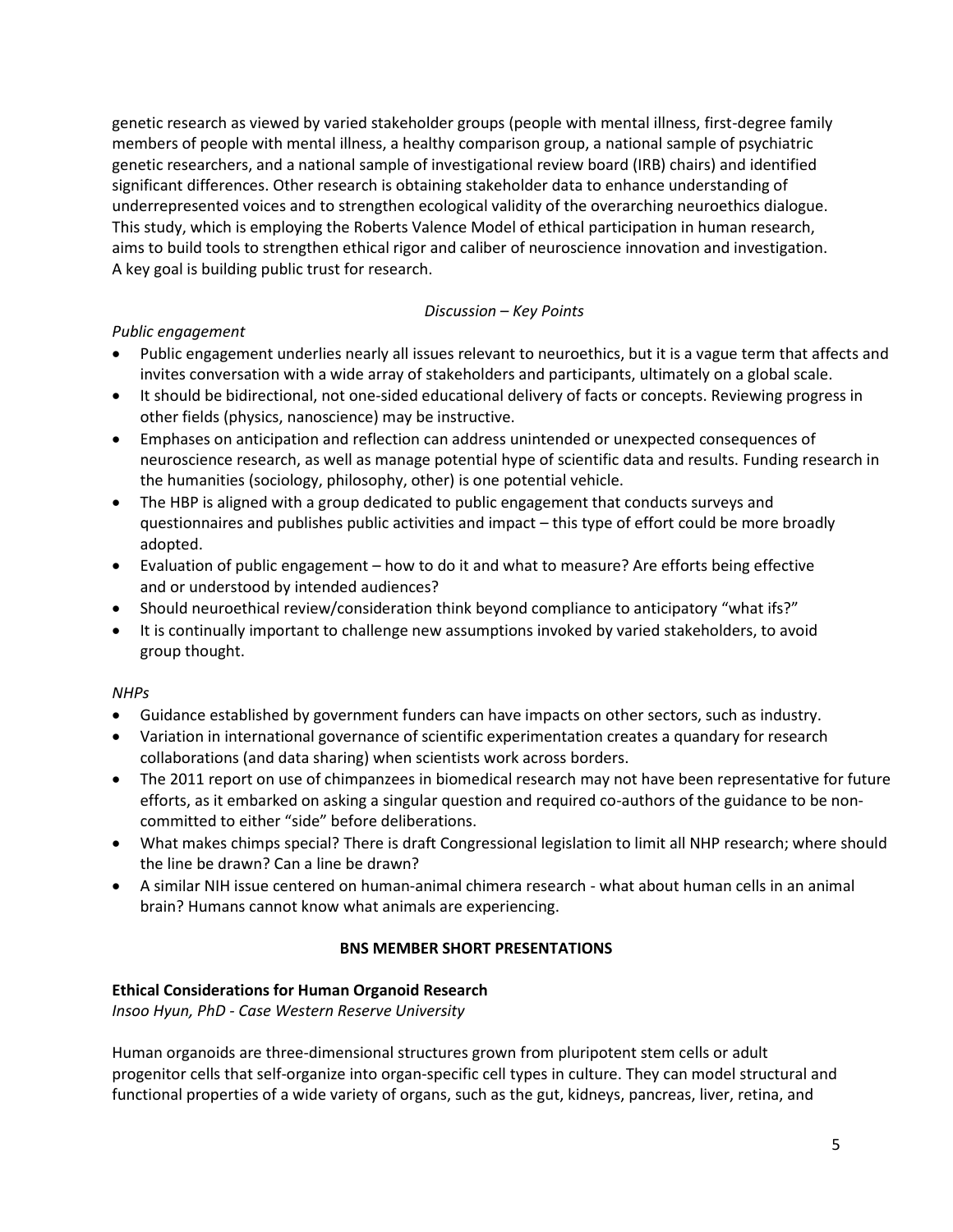genetic research as viewed by varied stakeholder groups (people with mental illness, first-degree family members of people with mental illness, a healthy comparison group, a national sample of psychiatric genetic researchers, and a national sample of investigational review board (IRB) chairs) and identified significant differences. Other research is obtaining stakeholder data to enhance understanding of underrepresented voices and to strengthen ecological validity of the overarching neuroethics dialogue. This study, which is employing the Roberts Valence Model of ethical participation in human research, aims to build tools to strengthen ethical rigor and caliber of neuroscience innovation and investigation. A key goal is building public trust for research.

*Discussion – Key Points*

*Public engagement*

- Public engagement underlies nearly all issues relevant to neuroethics, but it is a vague term that affects and invites conversation with a wide array of stakeholders and participants, ultimately on a global scale.
- It should be bidirectional, not one-sided educational delivery of facts or concepts. Reviewing progress in other fields (physics, nanoscience) may be instructive.
- Emphases on anticipation and reflection can address unintended or unexpected consequences of neuroscience research, as well as manage potential hype of scientific data and results. Funding research in the humanities (sociology, philosophy, other) is one potential vehicle.
- The HBP is aligned with a group dedicated to public engagement that conducts surveys and questionnaires and publishes public activities and impact – this type of effort could be more broadly adopted.
- Evaluation of public engagement – how to do it and what to measure? Are efforts being effective and or understood by intended audiences?
- Should neuroethical review/consideration think beyond compliance to anticipatory "what ifs?"
- It is continually important to challenge new assumptions invoked by varied stakeholders, to avoid group thought.

*NHPs*

- Guidance established by government funders can have impacts on other sectors, such as industry.
- Variation in international governance of scientific experimentation creates a quandary for research collaborations (and data sharing) when scientists work across borders.
- The 2011 report on use of chimpanzees in biomedical research may not have been representative for future efforts, as it embarked on asking a singular question and required co-authors of the guidance to be non-committed to either "side" before deliberations.
- What makes chimps special? There is draft Congressional legislation to limit all NHP research; where should the line be drawn? Can a line be drawn?
- A similar NIH issue centered on human-animal chimera research - what about human cells in an animal brain? Humans cannot know what animals are experiencing.

## BNS MEMBER SHORT PRESENTATIONS

### Ethical Considerations for Human Organoid Research

*Insoo Hyun, PhD - Case Western Reserve University*

Human organoids are three-dimensional structures grown from pluripotent stem cells or adult progenitor cells that self-organize into organ-specific cell types in culture. They can model structural and functional properties of a wide variety of organs, such as the gut, kidneys, pancreas, liver, retina, and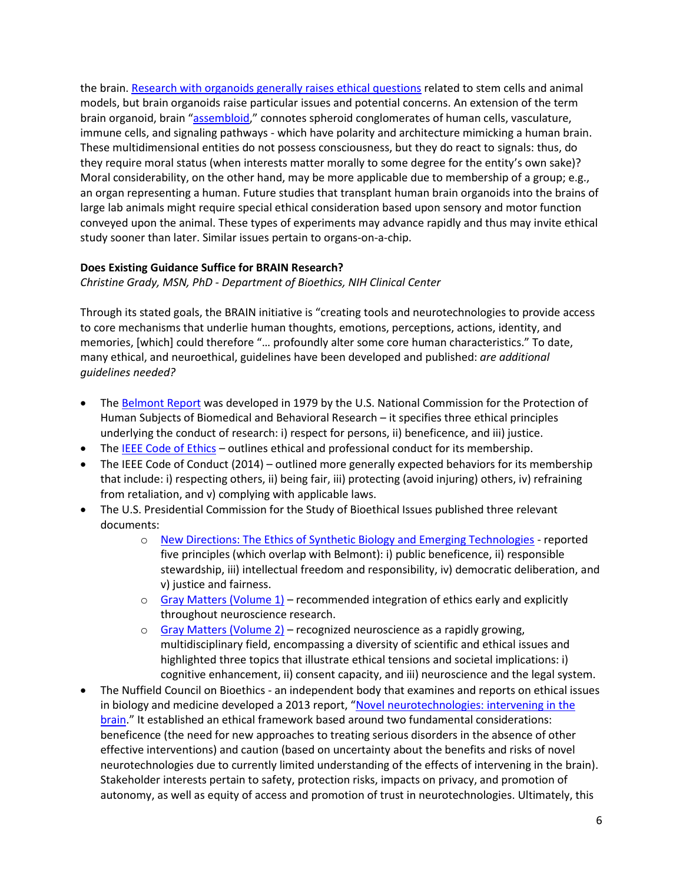the brain. [Research with organoids generally raises ethical questions](#) related to stem cells and animal models, but brain organoids raise particular issues and potential concerns. An extension of the term brain organoid, brain "[assembloid](#)," connotes spheroid conglomerates of human cells, vasculature, immune cells, and signaling pathways - which have polarity and architecture mimicking a human brain. These multidimensional entities do not possess consciousness, but they do react to signals: thus, do they require moral status (when interests matter morally to some degree for the entity's own sake)? Moral considerability, on the other hand, may be more applicable due to membership of a group; e.g., an organ representing a human. Future studies that transplant human brain organoids into the brains of large lab animals might require special ethical consideration based upon sensory and motor function conveyed upon the animal. These types of experiments may advance rapidly and thus may invite ethical study sooner than later. Similar issues pertain to organs-on-a-chip.

**Does Existing Guidance Suffice for BRAIN Research?**

*Christine Grady, MSN, PhD - Department of Bioethics, NIH Clinical Center*

Through its stated goals, the BRAIN initiative is "creating tools and neurotechnologies to provide access to core mechanisms that underlie human thoughts, emotions, perceptions, actions, identity, and memories, [which] could therefore "… profoundly alter some core human characteristics." To date, many ethical, and neuroethical, guidelines have been developed and published: *are additional guidelines needed?*

- The [Belmont Report](#) was developed in 1979 by the U.S. National Commission for the Protection of Human Subjects of Biomedical and Behavioral Research – it specifies three ethical principles underlying the conduct of research: i) respect for persons, ii) beneficence, and iii) justice.
- The [IEEE Code of Ethics](#) – outlines ethical and professional conduct for its membership.
- The IEEE Code of Conduct (2014) – outlined more generally expected behaviors for its membership that include: i) respecting others, ii) being fair, iii) protecting (avoid injuring) others, iv) refraining from retaliation, and v) complying with applicable laws.
- The U.S. Presidential Commission for the Study of Bioethical Issues published three relevant documents:
    - [New Directions: The Ethics of Synthetic Biology and Emerging Technologies](#) - reported five principles (which overlap with Belmont): i) public beneficence, ii) responsible stewardship, iii) intellectual freedom and responsibility, iv) democratic deliberation, and v) justice and fairness.
    - [Gray Matters (Volume 1)](#) – recommended integration of ethics early and explicitly throughout neuroscience research.
    - [Gray Matters (Volume 2)](#) – recognized neuroscience as a rapidly growing, multidisciplinary field, encompassing a diversity of scientific and ethical issues and highlighted three topics that illustrate ethical tensions and societal implications: i) cognitive enhancement, ii) consent capacity, and iii) neuroscience and the legal system.
- The Nuffield Council on Bioethics - an independent body that examines and reports on ethical issues in biology and medicine developed a 2013 report, "[Novel neurotechnologies: intervening in the brain](#)." It established an ethical framework based around two fundamental considerations: beneficence (the need for new approaches to treating serious disorders in the absence of other effective interventions) and caution (based on uncertainty about the benefits and risks of novel neurotechnologies due to currently limited understanding of the effects of intervening in the brain). Stakeholder interests pertain to safety, protection risks, impacts on privacy, and promotion of autonomy, as well as equity of access and promotion of trust in neurotechnologies. Ultimately, this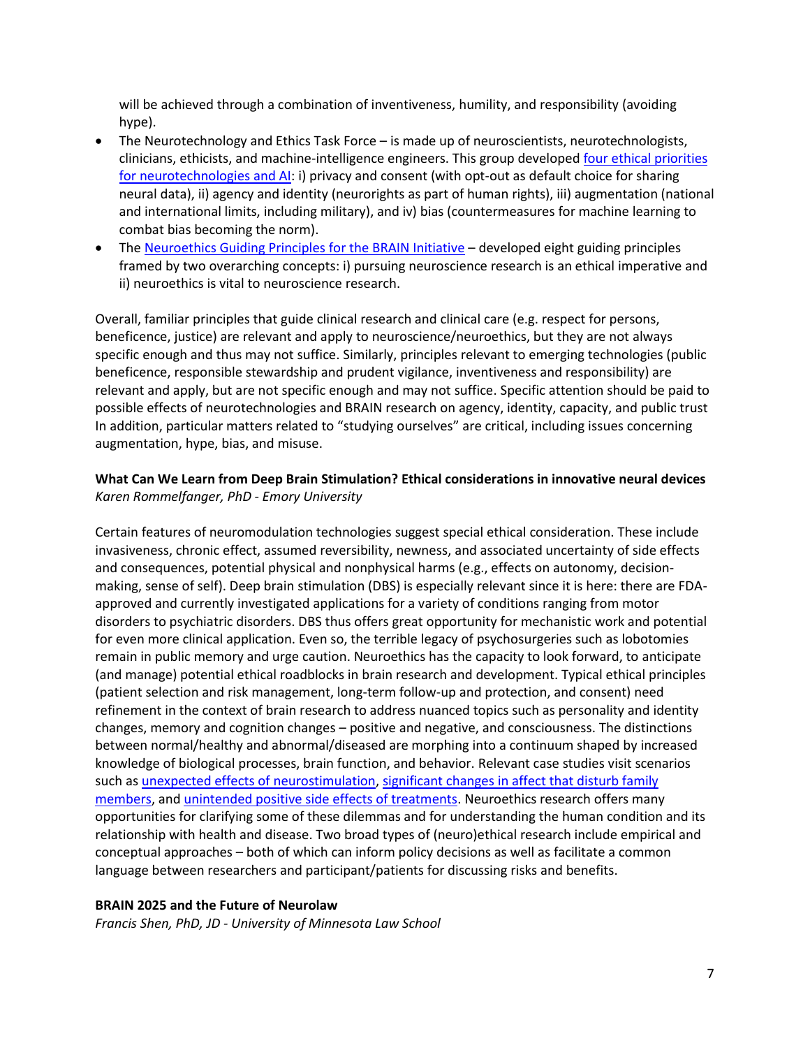will be achieved through a combination of inventiveness, humility, and responsibility (avoiding hype).

- The Neurotechnology and Ethics Task Force – is made up of neuroscientists, neurotechnologists, clinicians, ethicists, and machine-intelligence engineers. This group developed four ethical priorities for neurotechnologies and AI: i) privacy and consent (with opt-out as default choice for sharing neural data), ii) agency and identity (neurorights as part of human rights), iii) augmentation (national and international limits, including military), and iv) bias (countermeasures for machine learning to combat bias becoming the norm).
- The Neuroethics Guiding Principles for the BRAIN Initiative – developed eight guiding principles framed by two overarching concepts: i) pursuing neuroscience research is an ethical imperative and ii) neuroethics is vital to neuroscience research.

Overall, familiar principles that guide clinical research and clinical care (e.g. respect for persons, beneficence, justice) are relevant and apply to neuroscience/neuroethics, but they are not always specific enough and thus may not suffice. Similarly, principles relevant to emerging technologies (public beneficence, responsible stewardship and prudent vigilance, inventiveness and responsibility) are relevant and apply, but are not specific enough and may not suffice. Specific attention should be paid to possible effects of neurotechnologies and BRAIN research on agency, identity, capacity, and public trust In addition, particular matters related to "studying ourselves" are critical, including issues concerning augmentation, hype, bias, and misuse.

**What Can We Learn from Deep Brain Stimulation? Ethical considerations in innovative neural devices**
*Karen Rommelfanger, PhD - Emory University*

Certain features of neuromodulation technologies suggest special ethical consideration. These include invasiveness, chronic effect, assumed reversibility, newness, and associated uncertainty of side effects and consequences, potential physical and nonphysical harms (e.g., effects on autonomy, decision-making, sense of self). Deep brain stimulation (DBS) is especially relevant since it is here: there are FDA-approved and currently investigated applications for a variety of conditions ranging from motor disorders to psychiatric disorders. DBS thus offers great opportunity for mechanistic work and potential for even more clinical application. Even so, the terrible legacy of psychosurgeries such as lobotomies remain in public memory and urge caution. Neuroethics has the capacity to look forward, to anticipate (and manage) potential ethical roadblocks in brain research and development. Typical ethical principles (patient selection and risk management, long-term follow-up and protection, and consent) need refinement in the context of brain research to address nuanced topics such as personality and identity changes, memory and cognition changes – positive and negative, and consciousness. The distinctions between normal/healthy and abnormal/diseased are morphing into a continuum shaped by increased knowledge of biological processes, brain function, and behavior. Relevant case studies visit scenarios such as unexpected effects of neurostimulation, significant changes in affect that disturb family members, and unintended positive side effects of treatments. Neuroethics research offers many opportunities for clarifying some of these dilemmas and for understanding the human condition and its relationship with health and disease. Two broad types of (neuro)ethical research include empirical and conceptual approaches – both of which can inform policy decisions as well as facilitate a common language between researchers and participant/patients for discussing risks and benefits.

**BRAIN 2025 and the Future of Neurolaw**
*Francis Shen, PhD, JD - University of Minnesota Law School*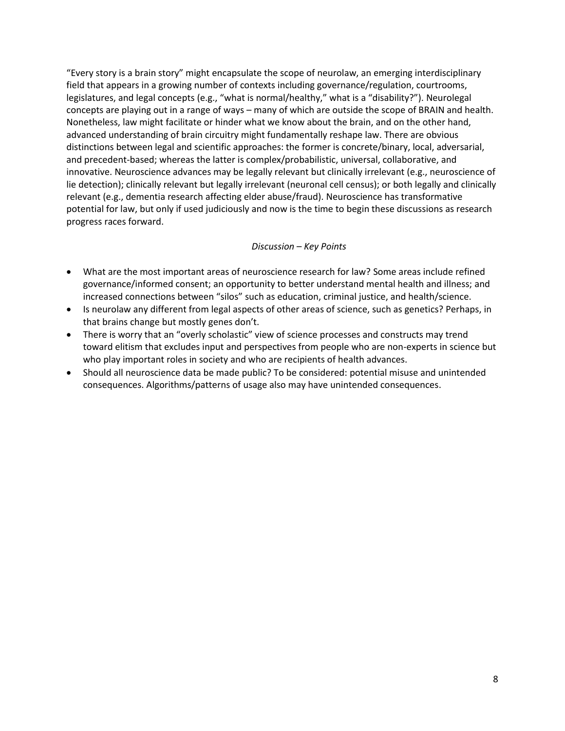"Every story is a brain story" might encapsulate the scope of neurolaw, an emerging interdisciplinary field that appears in a growing number of contexts including governance/regulation, courtrooms, legislatures, and legal concepts (e.g., "what is normal/healthy," what is a "disability?"). Neurolegal concepts are playing out in a range of ways – many of which are outside the scope of BRAIN and health. Nonetheless, law might facilitate or hinder what we know about the brain, and on the other hand, advanced understanding of brain circuitry might fundamentally reshape law. There are obvious distinctions between legal and scientific approaches: the former is concrete/binary, local, adversarial, and precedent-based; whereas the latter is complex/probabilistic, universal, collaborative, and innovative. Neuroscience advances may be legally relevant but clinically irrelevant (e.g., neuroscience of lie detection); clinically relevant but legally irrelevant (neuronal cell census); or both legally and clinically relevant (e.g., dementia research affecting elder abuse/fraud). Neuroscience has transformative potential for law, but only if used judiciously and now is the time to begin these discussions as research progress races forward.

*Discussion – Key Points*

- What are the most important areas of neuroscience research for law? Some areas include refined governance/informed consent; an opportunity to better understand mental health and illness; and increased connections between "silos" such as education, criminal justice, and health/science.
- Is neurolaw any different from legal aspects of other areas of science, such as genetics? Perhaps, in that brains change but mostly genes don't.
- There is worry that an "overly scholastic" view of science processes and constructs may trend toward elitism that excludes input and perspectives from people who are non-experts in science but who play important roles in society and who are recipients of health advances.
- Should all neuroscience data be made public? To be considered: potential misuse and unintended consequences. Algorithms/patterns of usage also may have unintended consequences.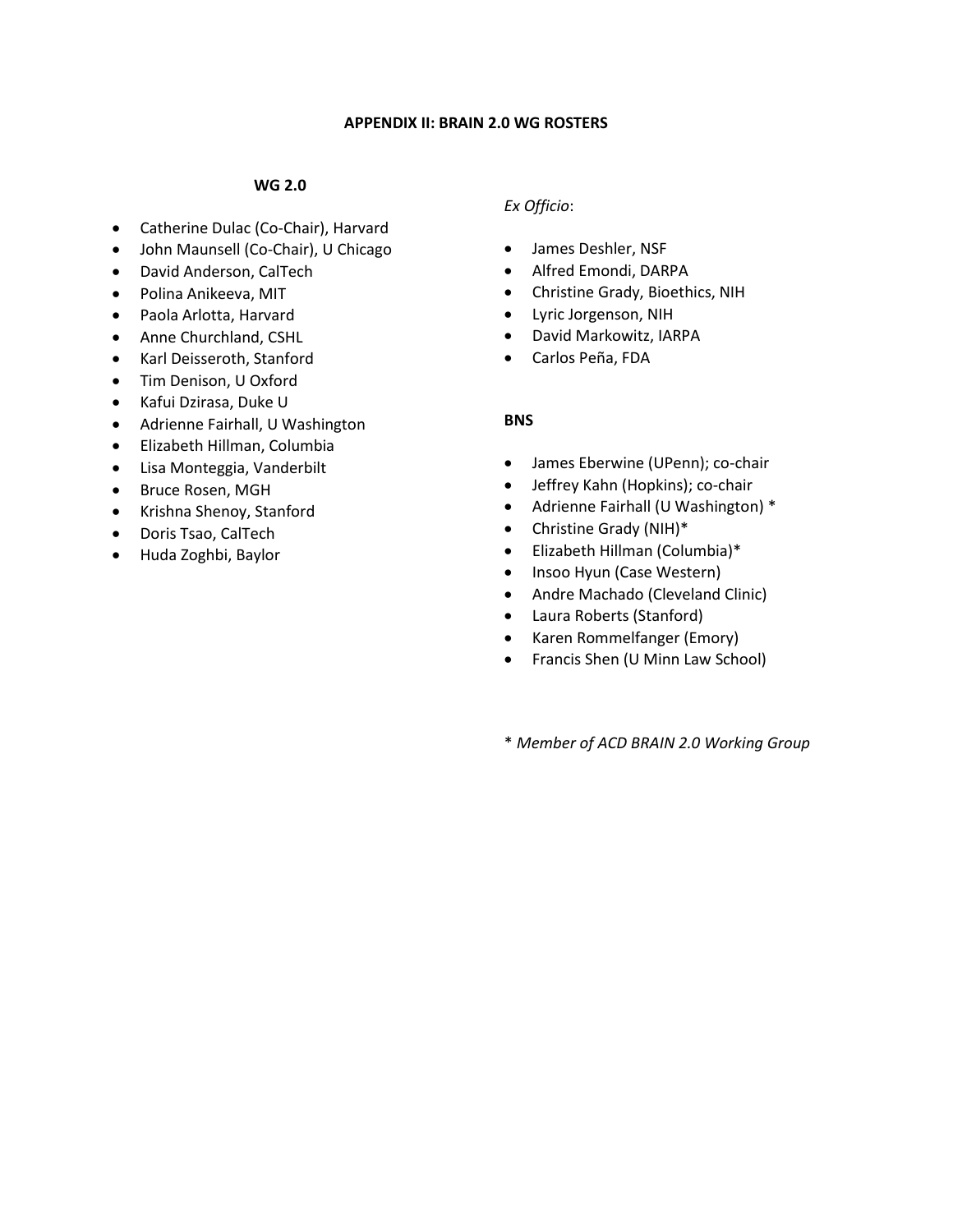# APPENDIX II: BRAIN 2.0 WG ROSTERS

## WG 2.0

- Catherine Dulac (Co-Chair), Harvard
- John Maunsell (Co-Chair), U Chicago
- David Anderson, CalTech
- Polina Anikeeva, MIT
- Paola Arlotta, Harvard
- Anne Churchland, CSHL
- Karl Deisseroth, Stanford
- Tim Denison, U Oxford
- Kafui Dzirasa, Duke U
- Adrienne Fairhall, U Washington
- Elizabeth Hillman, Columbia
- Lisa Monteggia, Vanderbilt
- Bruce Rosen, MGH
- Krishna Shenoy, Stanford
- Doris Tsao, CalTech
- Huda Zoghbi, Baylor

*Ex Officio*:

- James Deshler, NSF
- Alfred Emondi, DARPA
- Christine Grady, Bioethics, NIH
- Lyric Jorgenson, NIH
- David Markowitz, IARPA
- Carlos Peña, FDA

## BNS

- James Eberwine (UPenn); co-chair
- Jeffrey Kahn (Hopkins); co-chair
- Adrienne Fairhall (U Washington) *
- Christine Grady (NIH)*
- Elizabeth Hillman (Columbia)*
- Insoo Hyun (Case Western)
- Andre Machado (Cleveland Clinic)
- Laura Roberts (Stanford)
- Karen Rommelfanger (Emory)
- Francis Shen (U Minn Law School)

* *Member of ACD BRAIN 2.0 Working Group*